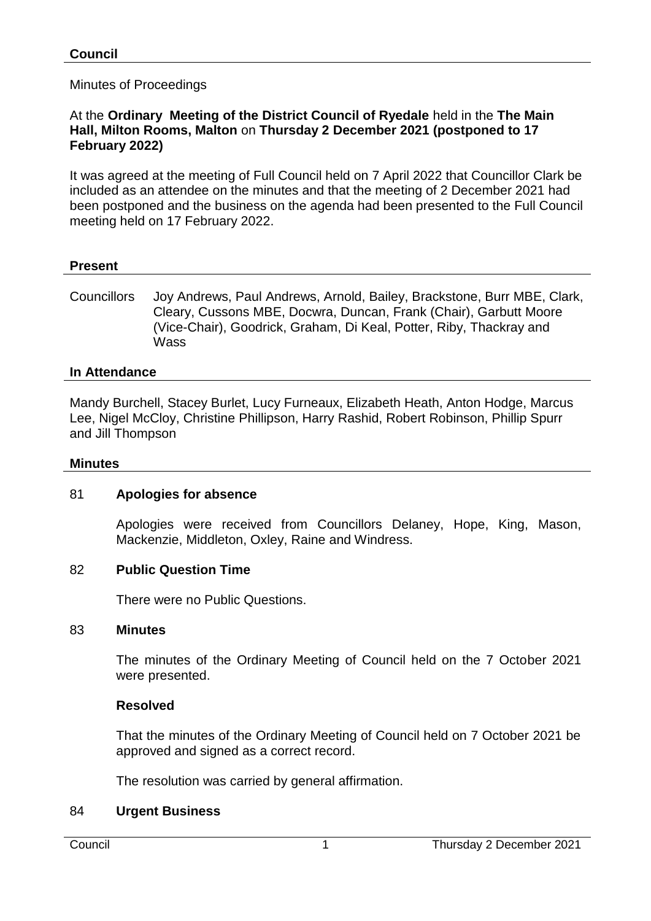## Council

Minutes of Proceedings

At the **Ordinary Meeting of the District Council of Ryedale** held in the **The Main Hall, Milton Rooms, Malton** on **Thursday 2 December 2021 (postponed to 17 February 2022)**

It was agreed at the meeting of Full Council held on 7 April 2022 that Councillor Clark be included as an attendee on the minutes and that the meeting of 2 December 2021 had been postponed and the business on the agenda had been presented to the Full Council meeting held on 17 February 2022.

### Present

Councillors Joy Andrews, Paul Andrews, Arnold, Bailey, Brackstone, Burr MBE, Clark, Cleary, Cussons MBE, Docwra, Duncan, Frank (Chair), Garbutt Moore (Vice-Chair), Goodrick, Graham, Di Keal, Potter, Riby, Thackray and Wass

### In Attendance

Mandy Burchell, Stacey Burlet, Lucy Furneaux, Elizabeth Heath, Anton Hodge, Marcus Lee, Nigel McCloy, Christine Phillipson, Harry Rashid, Robert Robinson, Phillip Spurr and Jill Thompson

### Minutes

81 **Apologies for absence**

Apologies were received from Councillors Delaney, Hope, King, Mason, Mackenzie, Middleton, Oxley, Raine and Windress.

82 **Public Question Time**

There were no Public Questions.

83 **Minutes**

The minutes of the Ordinary Meeting of Council held on the 7 October 2021 were presented.

**Resolved**

That the minutes of the Ordinary Meeting of Council held on 7 October 2021 be approved and signed as a correct record.

The resolution was carried by general affirmation.

84 **Urgent Business**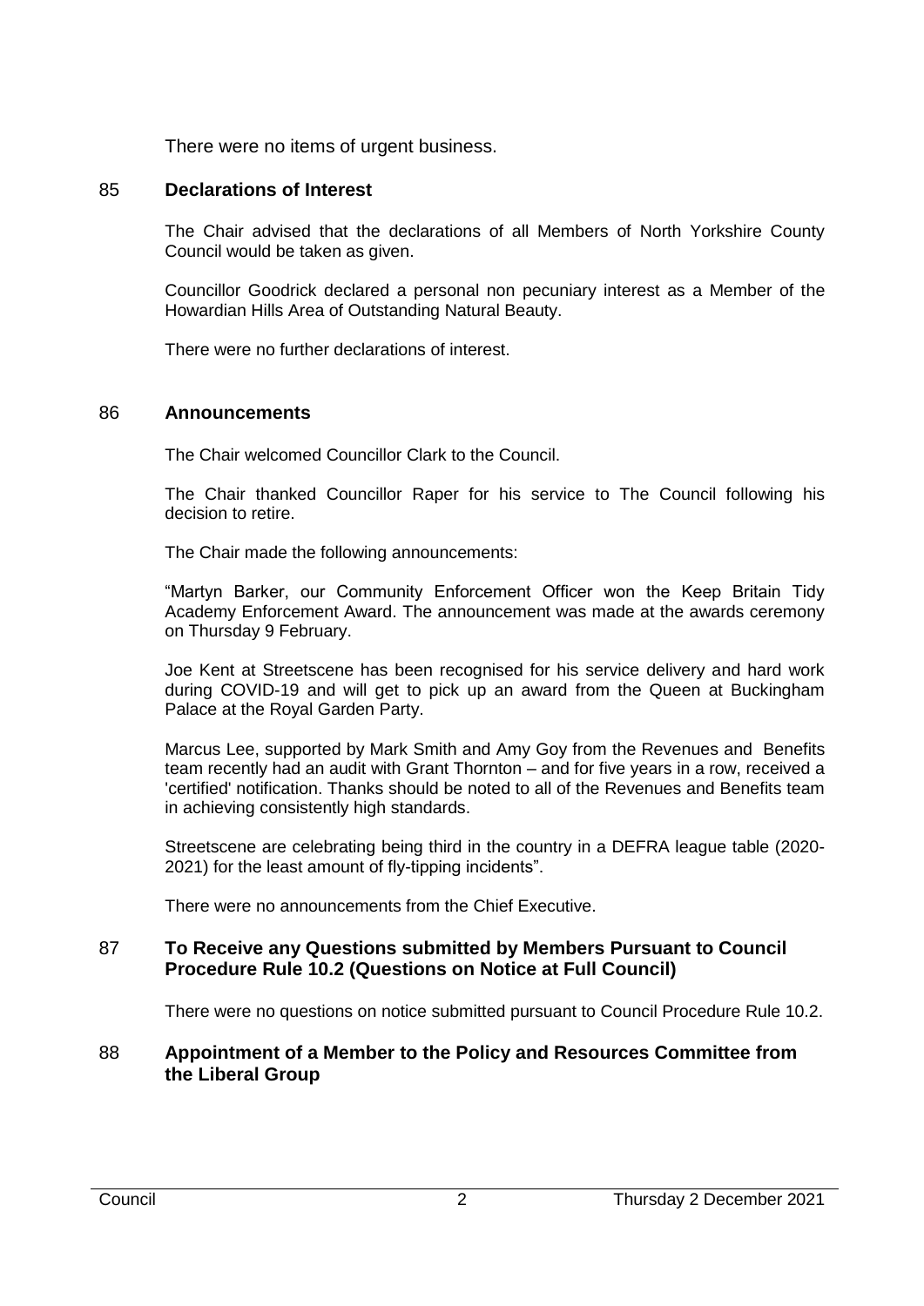There were no items of urgent business.

## 85 Declarations of Interest

The Chair advised that the declarations of all Members of North Yorkshire County Council would be taken as given.

Councillor Goodrick declared a personal non pecuniary interest as a Member of the Howardian Hills Area of Outstanding Natural Beauty.

There were no further declarations of interest.

## 86 Announcements

The Chair welcomed Councillor Clark to the Council.

The Chair thanked Councillor Raper for his service to The Council following his decision to retire.

The Chair made the following announcements:

"Martyn Barker, our Community Enforcement Officer won the Keep Britain Tidy Academy Enforcement Award. The announcement was made at the awards ceremony on Thursday 9 February.

Joe Kent at Streetscene has been recognised for his service delivery and hard work during COVID-19 and will get to pick up an award from the Queen at Buckingham Palace at the Royal Garden Party.

Marcus Lee, supported by Mark Smith and Amy Goy from the Revenues and Benefits team recently had an audit with Grant Thornton – and for five years in a row, received a 'certified' notification. Thanks should be noted to all of the Revenues and Benefits team in achieving consistently high standards.

Streetscene are celebrating being third in the country in a DEFRA league table (2020-2021) for the least amount of fly-tipping incidents".

There were no announcements from the Chief Executive.

## 87 To Receive any Questions submitted by Members Pursuant to Council Procedure Rule 10.2 (Questions on Notice at Full Council)

There were no questions on notice submitted pursuant to Council Procedure Rule 10.2.

## 88 Appointment of a Member to the Policy and Resources Committee from the Liberal Group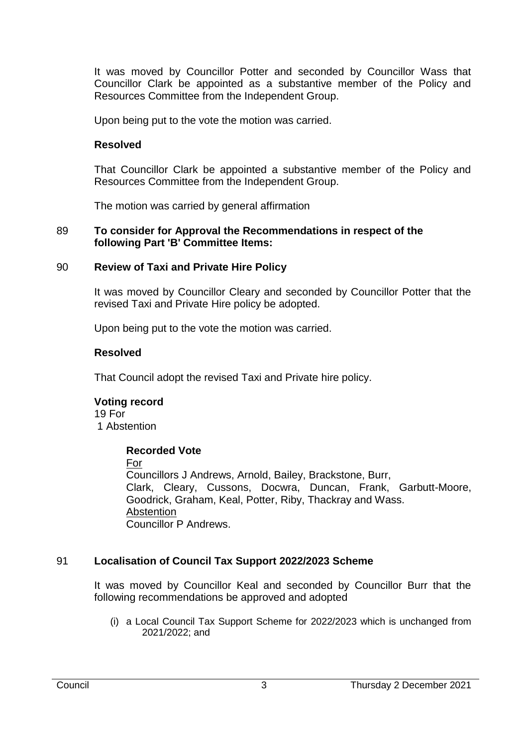It was moved by Councillor Potter and seconded by Councillor Wass that Councillor Clark be appointed as a substantive member of the Policy and Resources Committee from the Independent Group.

Upon being put to the vote the motion was carried.

**Resolved**

That Councillor Clark be appointed a substantive member of the Policy and Resources Committee from the Independent Group.

The motion was carried by general affirmation

## 89 To consider for Approval the Recommendations in respect of the following Part 'B' Committee Items:

## 90 Review of Taxi and Private Hire Policy

It was moved by Councillor Cleary and seconded by Councillor Potter that the revised Taxi and Private Hire policy be adopted.

Upon being put to the vote the motion was carried.

**Resolved**

That Council adopt the revised Taxi and Private hire policy.

**Voting record**
19 For
1 Abstention

**Recorded Vote**

For
Councillors J Andrews, Arnold, Bailey, Brackstone, Burr, Clark, Cleary, Cussons, Docwra, Duncan, Frank, Garbutt-Moore, Goodrick, Graham, Keal, Potter, Riby, Thackray and Wass.

Abstention
Councillor P Andrews.

## 91 Localisation of Council Tax Support 2022/2023 Scheme

It was moved by Councillor Keal and seconded by Councillor Burr that the following recommendations be approved and adopted

(i) a Local Council Tax Support Scheme for 2022/2023 which is unchanged from 2021/2022; and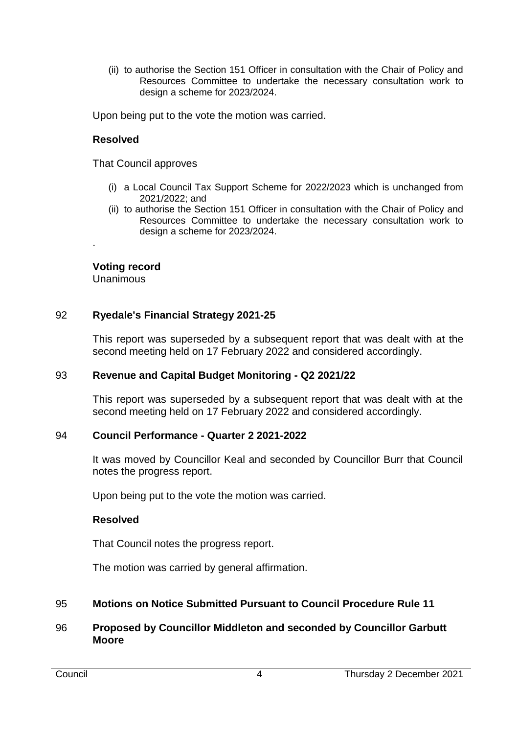(ii) to authorise the Section 151 Officer in consultation with the Chair of Policy and Resources Committee to undertake the necessary consultation work to design a scheme for 2023/2024.

Upon being put to the vote the motion was carried.

**Resolved**

That Council approves

(i) a Local Council Tax Support Scheme for 2022/2023 which is unchanged from 2021/2022; and
(ii) to authorise the Section 151 Officer in consultation with the Chair of Policy and Resources Committee to undertake the necessary consultation work to design a scheme for 2023/2024.

.

**Voting record**
Unanimous

## 92 Ryedale's Financial Strategy 2021-25

This report was superseded by a subsequent report that was dealt with at the second meeting held on 17 February 2022 and considered accordingly.

## 93 Revenue and Capital Budget Monitoring - Q2 2021/22

This report was superseded by a subsequent report that was dealt with at the second meeting held on 17 February 2022 and considered accordingly.

## 94 Council Performance - Quarter 2 2021-2022

It was moved by Councillor Keal and seconded by Councillor Burr that Council notes the progress report.

Upon being put to the vote the motion was carried.

**Resolved**

That Council notes the progress report.

The motion was carried by general affirmation.

## 95 Motions on Notice Submitted Pursuant to Council Procedure Rule 11

## 96 Proposed by Councillor Middleton and seconded by Councillor Garbutt Moore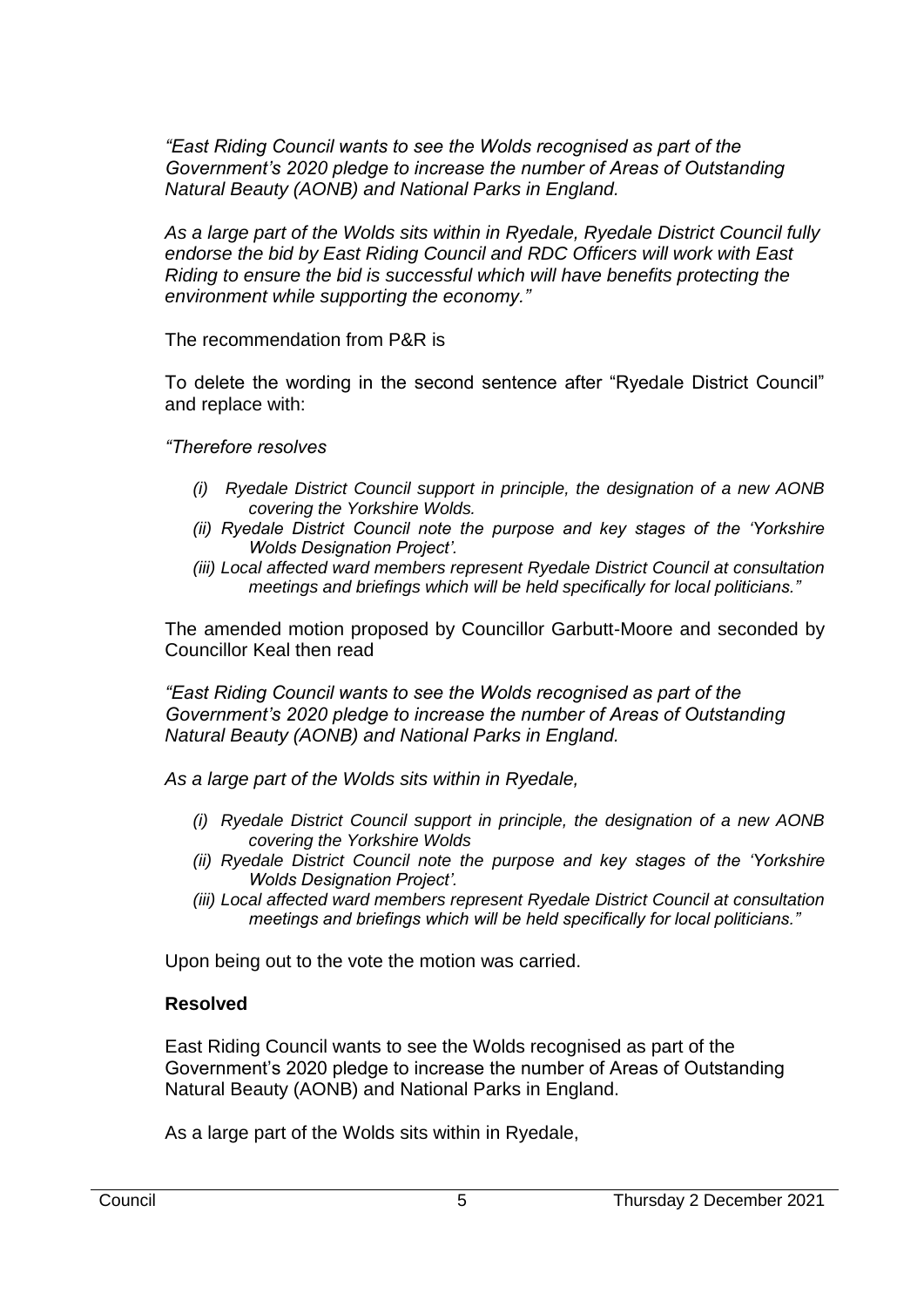*"East Riding Council wants to see the Wolds recognised as part of the Government's 2020 pledge to increase the number of Areas of Outstanding Natural Beauty (AONB) and National Parks in England.*

*As a large part of the Wolds sits within in Ryedale, Ryedale District Council fully endorse the bid by East Riding Council and RDC Officers will work with East Riding to ensure the bid is successful which will have benefits protecting the environment while supporting the economy."*

The recommendation from P&R is

To delete the wording in the second sentence after "Ryedale District Council" and replace with:

*"Therefore resolves*

- *(i) Ryedale District Council support in principle, the designation of a new AONB covering the Yorkshire Wolds.*
- *(ii) Ryedale District Council note the purpose and key stages of the 'Yorkshire Wolds Designation Project'.*
- *(iii) Local affected ward members represent Ryedale District Council at consultation meetings and briefings which will be held specifically for local politicians."*

The amended motion proposed by Councillor Garbutt-Moore and seconded by Councillor Keal then read

*"East Riding Council wants to see the Wolds recognised as part of the Government's 2020 pledge to increase the number of Areas of Outstanding Natural Beauty (AONB) and National Parks in England.*

*As a large part of the Wolds sits within in Ryedale,*

- *(i) Ryedale District Council support in principle, the designation of a new AONB covering the Yorkshire Wolds*
- *(ii) Ryedale District Council note the purpose and key stages of the 'Yorkshire Wolds Designation Project'.*
- *(iii) Local affected ward members represent Ryedale District Council at consultation meetings and briefings which will be held specifically for local politicians."*

Upon being out to the vote the motion was carried.

**Resolved**

East Riding Council wants to see the Wolds recognised as part of the Government's 2020 pledge to increase the number of Areas of Outstanding Natural Beauty (AONB) and National Parks in England.

As a large part of the Wolds sits within in Ryedale,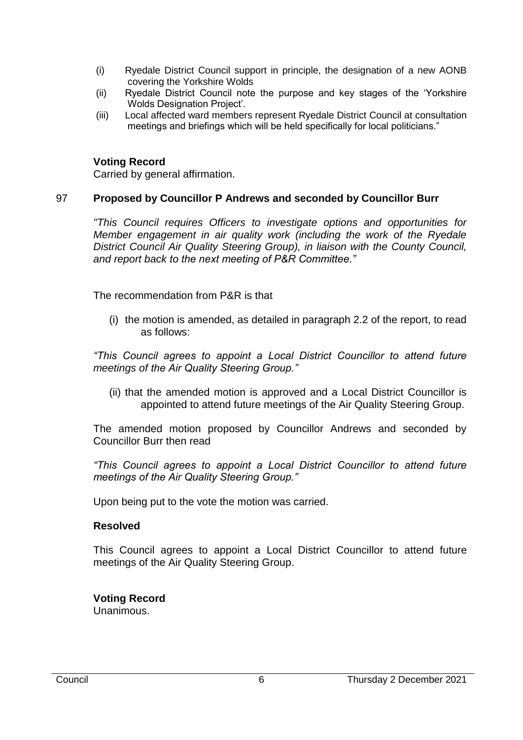(i) Ryedale District Council support in principle, the designation of a new AONB covering the Yorkshire Wolds

(ii) Ryedale District Council note the purpose and key stages of the 'Yorkshire Wolds Designation Project'.

(iii) Local affected ward members represent Ryedale District Council at consultation meetings and briefings which will be held specifically for local politicians."

**Voting Record**
Carried by general affirmation.

97 **Proposed by Councillor P Andrews and seconded by Councillor Burr**

*"This Council requires Officers to investigate options and opportunities for Member engagement in air quality work (including the work of the Ryedale District Council Air Quality Steering Group), in liaison with the County Council, and report back to the next meeting of P&R Committee."*

The recommendation from P&R is that

(i) the motion is amended, as detailed in paragraph 2.2 of the report, to read as follows:

*"This Council agrees to appoint a Local District Councillor to attend future meetings of the Air Quality Steering Group."*

(ii) that the amended motion is approved and a Local District Councillor is appointed to attend future meetings of the Air Quality Steering Group.

The amended motion proposed by Councillor Andrews and seconded by Councillor Burr then read

*"This Council agrees to appoint a Local District Councillor to attend future meetings of the Air Quality Steering Group."*

Upon being put to the vote the motion was carried.

**Resolved**

This Council agrees to appoint a Local District Councillor to attend future meetings of the Air Quality Steering Group.

**Voting Record**
Unanimous.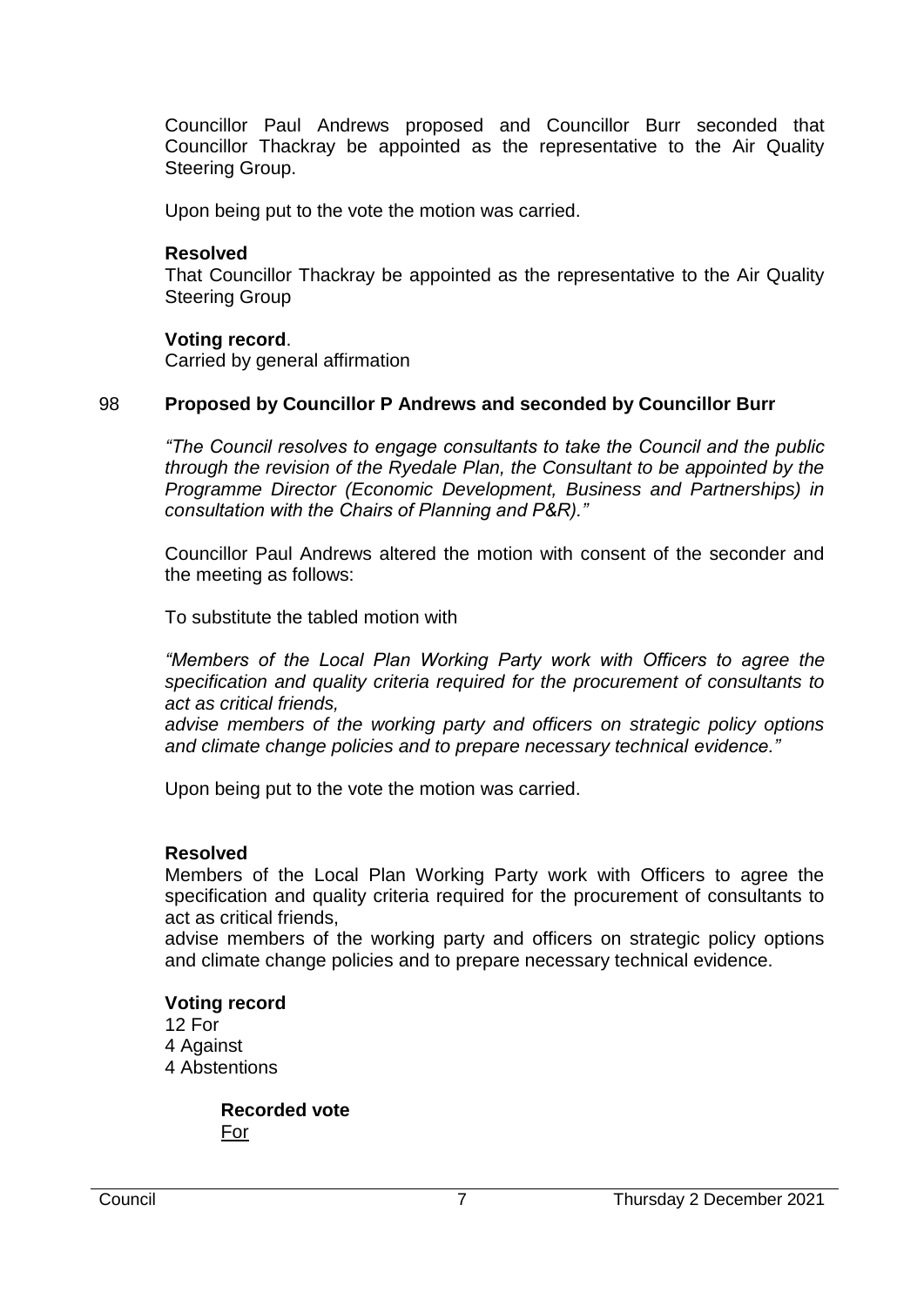Councillor Paul Andrews proposed and Councillor Burr seconded that Councillor Thackray be appointed as the representative to the Air Quality Steering Group.

Upon being put to the vote the motion was carried.

**Resolved**

That Councillor Thackray be appointed as the representative to the Air Quality Steering Group

**Voting record**.

Carried by general affirmation

98 **Proposed by Councillor P Andrews and seconded by Councillor Burr**

*"The Council resolves to engage consultants to take the Council and the public through the revision of the Ryedale Plan, the Consultant to be appointed by the Programme Director (Economic Development, Business and Partnerships) in consultation with the Chairs of Planning and P&R)."*

Councillor Paul Andrews altered the motion with consent of the seconder and the meeting as follows:

To substitute the tabled motion with

*"Members of the Local Plan Working Party work with Officers to agree the specification and quality criteria required for the procurement of consultants to act as critical friends,*
*advise members of the working party and officers on strategic policy options and climate change policies and to prepare necessary technical evidence."*

Upon being put to the vote the motion was carried.

**Resolved**

Members of the Local Plan Working Party work with Officers to agree the specification and quality criteria required for the procurement of consultants to act as critical friends,
advise members of the working party and officers on strategic policy options and climate change policies and to prepare necessary technical evidence.

**Voting record**

12 For
4 Against
4 Abstentions

**Recorded vote**

<u>For</u>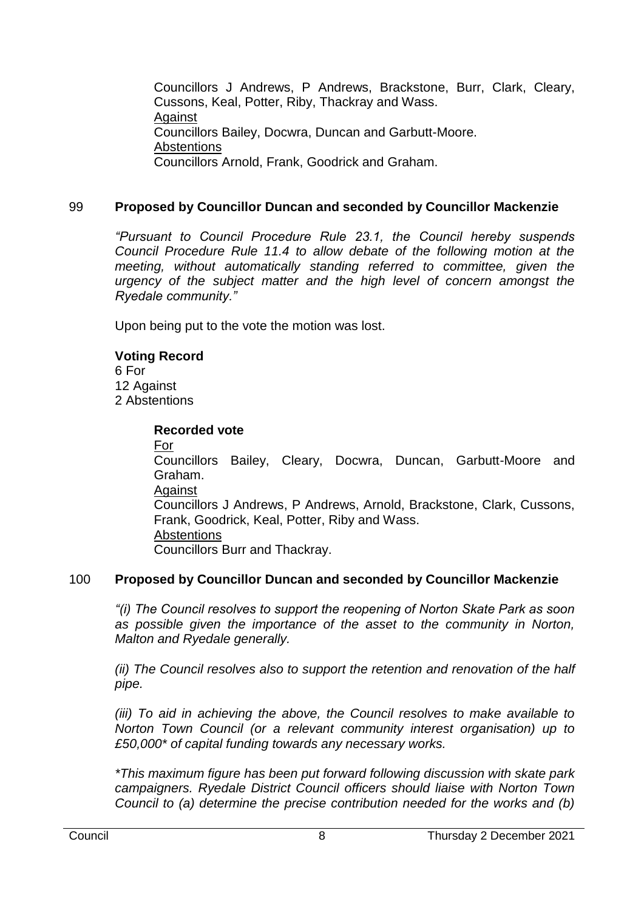Councillors J Andrews, P Andrews, Brackstone, Burr, Clark, Cleary, Cussons, Keal, Potter, Riby, Thackray and Wass.
Against
Councillors Bailey, Docwra, Duncan and Garbutt-Moore.
Abstentions
Councillors Arnold, Frank, Goodrick and Graham.

## 99 Proposed by Councillor Duncan and seconded by Councillor Mackenzie

*"Pursuant to Council Procedure Rule 23.1, the Council hereby suspends Council Procedure Rule 11.4 to allow debate of the following motion at the meeting, without automatically standing referred to committee, given the urgency of the subject matter and the high level of concern amongst the Ryedale community."*

Upon being put to the vote the motion was lost.

**Voting Record**
6 For
12 Against
2 Abstentions

**Recorded vote**
For
Councillors Bailey, Cleary, Docwra, Duncan, Garbutt-Moore and Graham.
Against
Councillors J Andrews, P Andrews, Arnold, Brackstone, Clark, Cussons, Frank, Goodrick, Keal, Potter, Riby and Wass.
Abstentions
Councillors Burr and Thackray.

## 100 Proposed by Councillor Duncan and seconded by Councillor Mackenzie

*"(i) The Council resolves to support the reopening of Norton Skate Park as soon as possible given the importance of the asset to the community in Norton, Malton and Ryedale generally.*

*(ii) The Council resolves also to support the retention and renovation of the half pipe.*

*(iii) To aid in achieving the above, the Council resolves to make available to Norton Town Council (or a relevant community interest organisation) up to £50,000* of capital funding towards any necessary works.*

**This maximum figure has been put forward following discussion with skate park campaigners. Ryedale District Council officers should liaise with Norton Town Council to (a) determine the precise contribution needed for the works and (b)*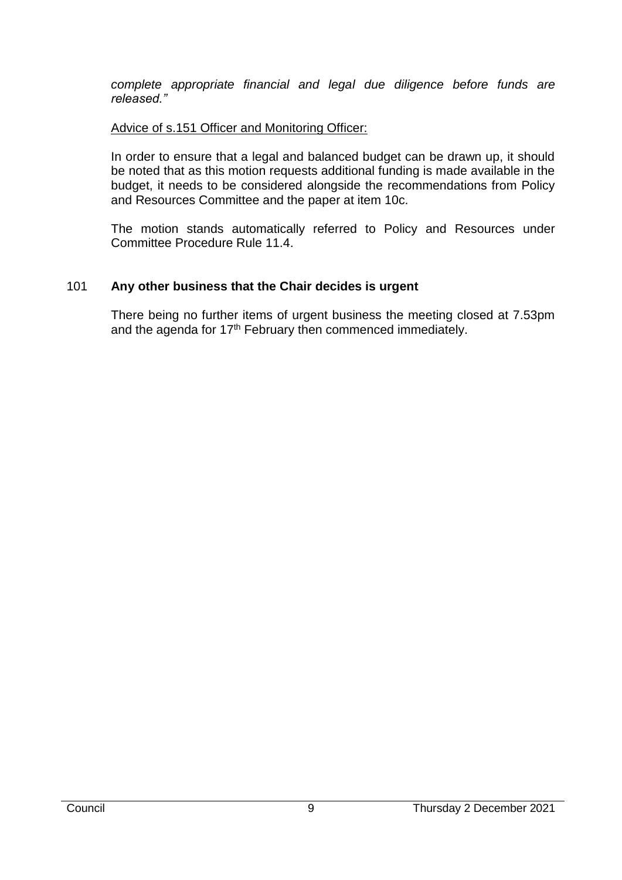*complete appropriate financial and legal due diligence before funds are released."*

Advice of s.151 Officer and Monitoring Officer:

In order to ensure that a legal and balanced budget can be drawn up, it should be noted that as this motion requests additional funding is made available in the budget, it needs to be considered alongside the recommendations from Policy and Resources Committee and the paper at item 10c.

The motion stands automatically referred to Policy and Resources under Committee Procedure Rule 11.4.

101 **Any other business that the Chair decides is urgent**

There being no further items of urgent business the meeting closed at 7.53pm and the agenda for 17th February then commenced immediately.